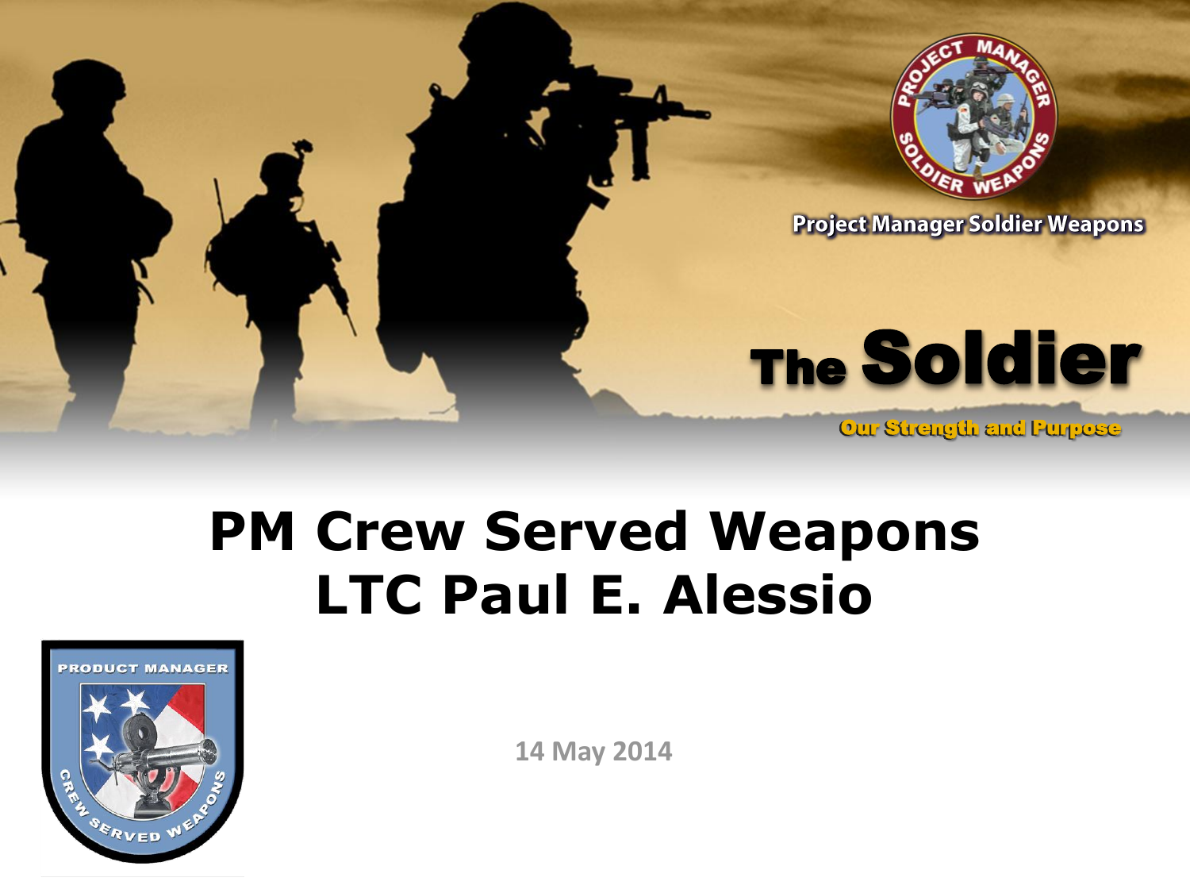Project Manager Soldier Weapons

**The Soldier**

Our Strength and Purpose

# PM Crew Served Weapons
# LTC Paul E. Alessio

14 May 2014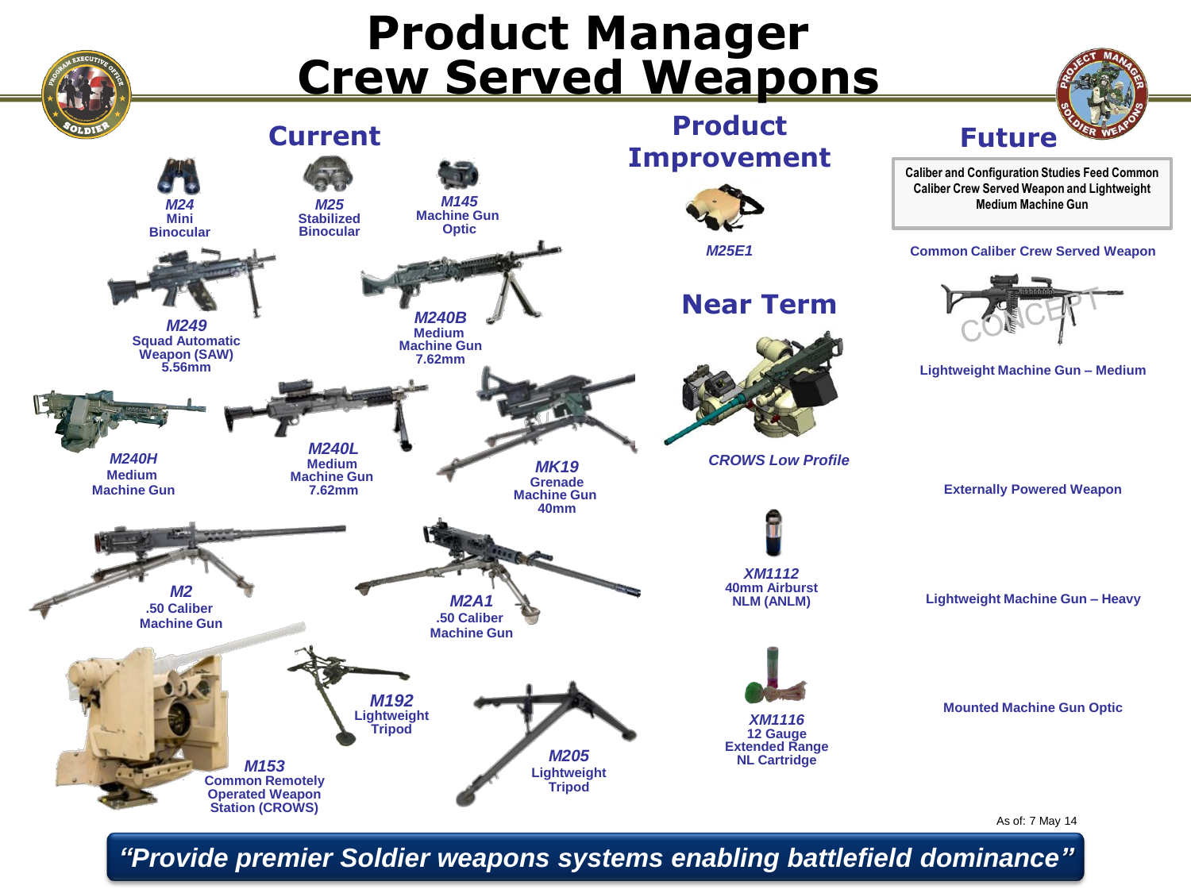# Product Manager Crew Served Weapons

## Current

*M24* Mini Binocular

*M25* Stabilized Binocular

*M145* Machine Gun Optic

*M249* Squad Automatic Weapon (SAW) 5.56mm

*M240B* Medium Machine Gun 7.62mm

*M240H* Medium Machine Gun

*M240L* Medium Machine Gun 7.62mm

*MK19* Grenade Machine Gun 40mm

*M2* .50 Caliber Machine Gun

*M2A1* .50 Caliber Machine Gun

*M192* Lightweight Tripod

*M153* Common Remotely Operated Weapon Station (CROWS)

*M205* Lightweight Tripod

## Product Improvement

*M25E1*

## Near Term

*CROWS Low Profile*

*XM1112* 40mm Airburst NLM (ANLM)

*XM1116* 12 Gauge Extended Range NL Cartridge

## Future

**Caliber and Configuration Studies Feed Common Caliber Crew Served Weapon and Lightweight Medium Machine Gun**

Common Caliber Crew Served Weapon

CONCEPT

Lightweight Machine Gun – Medium

Externally Powered Weapon

Lightweight Machine Gun – Heavy

Mounted Machine Gun Optic

As of: 7 May 14

*"Provide premier Soldier weapons systems enabling battlefield dominance"*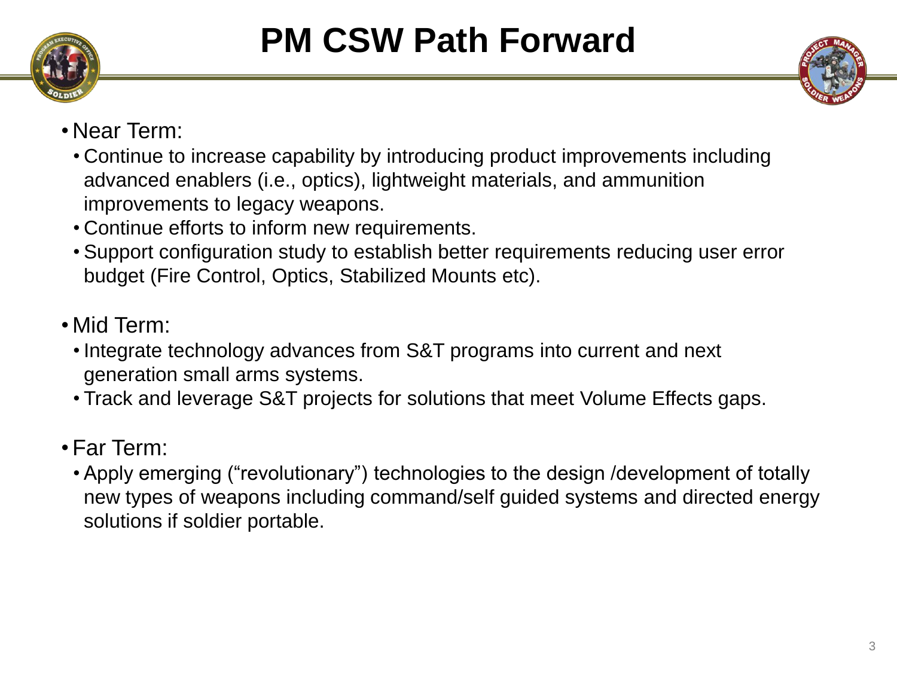# PM CSW Path Forward

- Near Term:
  - Continue to increase capability by introducing product improvements including advanced enablers (i.e., optics), lightweight materials, and ammunition improvements to legacy weapons.
  - Continue efforts to inform new requirements.
  - Support configuration study to establish better requirements reducing user error budget (Fire Control, Optics, Stabilized Mounts etc).

- Mid Term:
  - Integrate technology advances from S&T programs into current and next generation small arms systems.
  - Track and leverage S&T projects for solutions that meet Volume Effects gaps.

- Far Term:
  - Apply emerging ("revolutionary") technologies to the design /development of totally new types of weapons including command/self guided systems and directed energy solutions if soldier portable.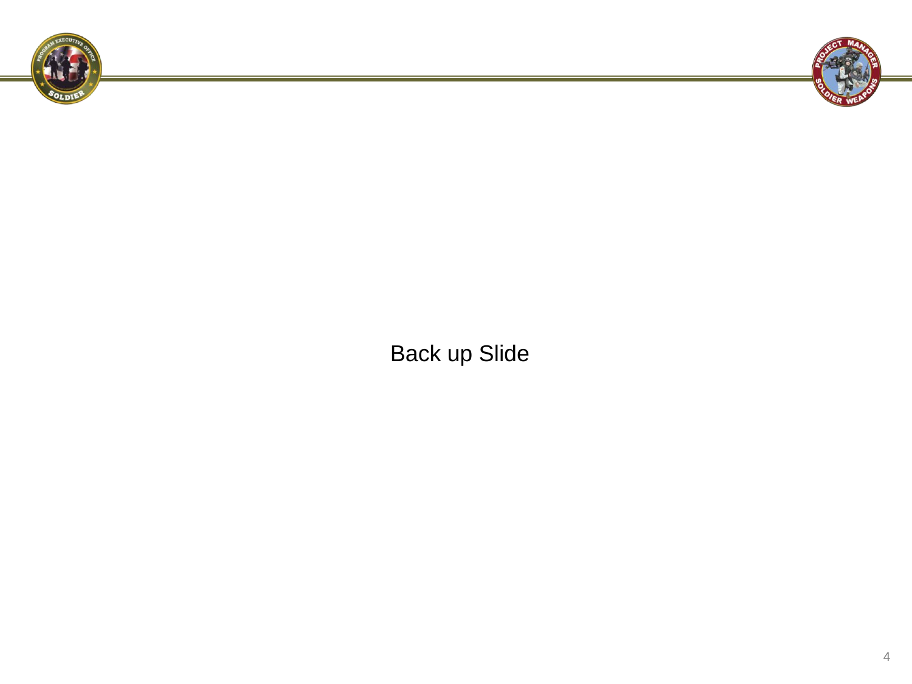Back up Slide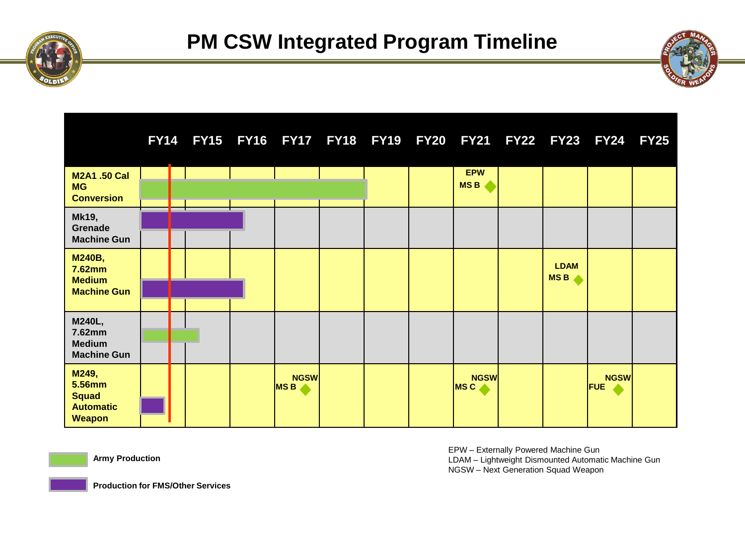# PM CSW Integrated Program Timeline

FY14 FY15 FY16 FY17 FY18 FY19 FY20 FY21 FY22 FY23 FY24 FY25

M2A1 .50 Cal MG Conversion

EPW MS B

Mk19, Grenade Machine Gun

M240B, 7.62mm Medium Machine Gun

LDAM MS B

M240L, 7.62mm Medium Machine Gun

M249, 5.56mm Squad Automatic Weapon

NGSW MS B

NGSW MS C

NGSW FUE

Army Production

Production for FMS/Other Services

EPW – Externally Powered Machine Gun
LDAM – Lightweight Dismounted Automatic Machine Gun
NGSW – Next Generation Squad Weapon